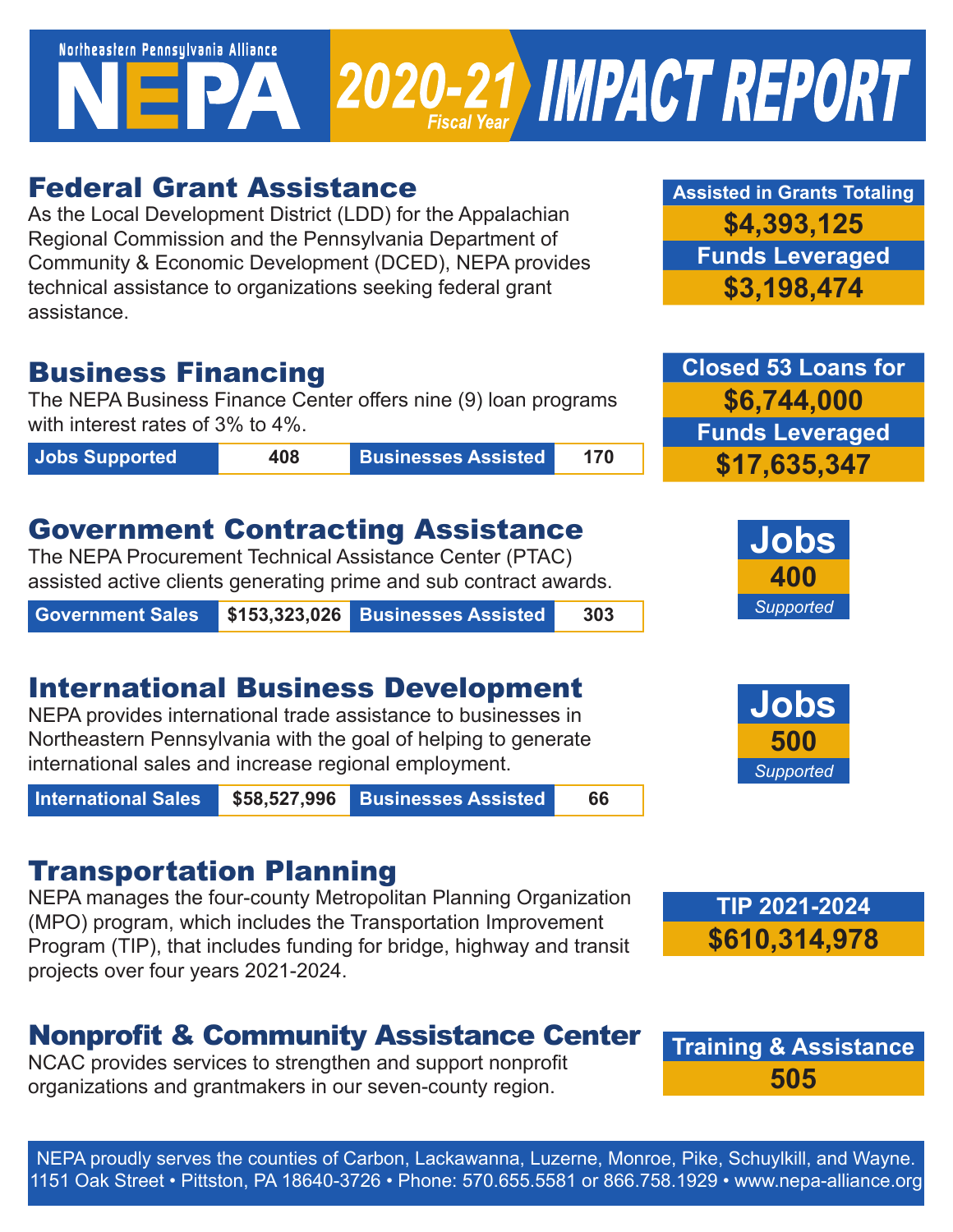# Northeastern Pennsylvania Alliance NEPA 2020-21 Fiscal Year IMPACT REPORT

## Federal Grant Assistance

As the Local Development District (LDD) for the Appalachian Regional Commission and the Pennsylvania Department of Community & Economic Development (DCED), NEPA provides technical assistance to organizations seeking federal grant assistance.

**Assisted in Grants Totaling**
**$4,393,125**
**Funds Leveraged**
**$3,198,474**

## Business Financing

The NEPA Business Finance Center offers nine (9) loan programs with interest rates of 3% to 4%.

| Jobs Supported | 408 | Businesses Assisted | 170 |
|---|---|---|---|

**Closed 53 Loans for**
**$6,744,000**
**Funds Leveraged**
**$17,635,347**

## Government Contracting Assistance

The NEPA Procurement Technical Assistance Center (PTAC) assisted active clients generating prime and sub contract awards.

| Government Sales | $153,323,026 | Businesses Assisted | 303 |
|---|---|---|---|

**Jobs**
**400**
*Supported*

## International Business Development

NEPA provides international trade assistance to businesses in Northeastern Pennsylvania with the goal of helping to generate international sales and increase regional employment.

| International Sales | $58,527,996 | Businesses Assisted | 66 |
|---|---|---|---|

**Jobs**
**500**
*Supported*

## Transportation Planning

NEPA manages the four-county Metropolitan Planning Organization (MPO) program, which includes the Transportation Improvement Program (TIP), that includes funding for bridge, highway and transit projects over four years 2021-2024.

**TIP 2021-2024**
**$610,314,978**

## Nonprofit & Community Assistance Center

NCAC provides services to strengthen and support nonprofit organizations and grantmakers in our seven-county region.

**Training & Assistance**
**505**

NEPA proudly serves the counties of Carbon, Lackawanna, Luzerne, Monroe, Pike, Schuylkill, and Wayne.
1151 Oak Street • Pittston, PA 18640-3726 • Phone: 570.655.5581 or 866.758.1929 • www.nepa-alliance.org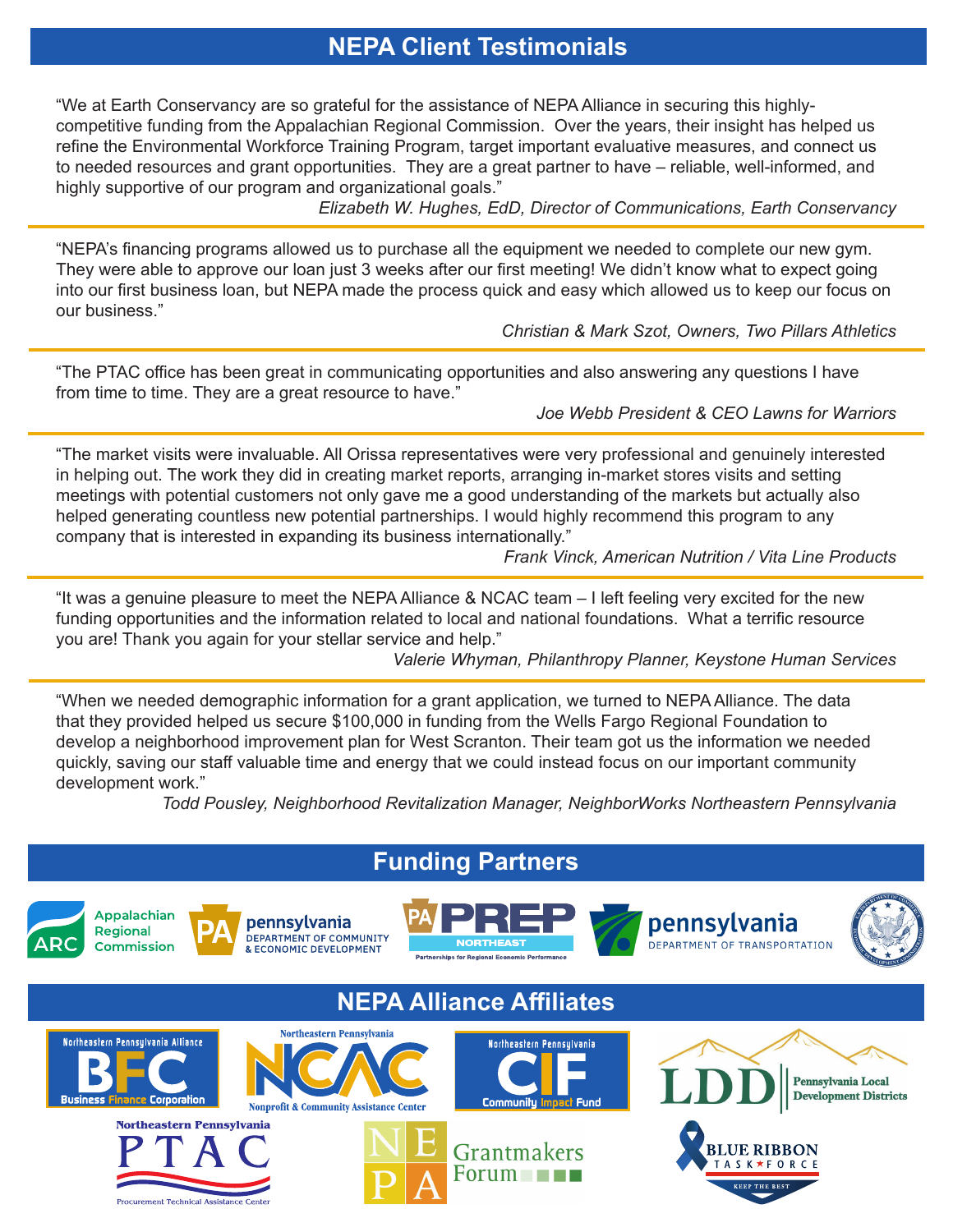# NEPA Client Testimonials

"We at Earth Conservancy are so grateful for the assistance of NEPA Alliance in securing this highly-competitive funding from the Appalachian Regional Commission. Over the years, their insight has helped us refine the Environmental Workforce Training Program, target important evaluative measures, and connect us to needed resources and grant opportunities. They are a great partner to have – reliable, well-informed, and highly supportive of our program and organizational goals."

*Elizabeth W. Hughes, EdD, Director of Communications, Earth Conservancy*

---

"NEPA's financing programs allowed us to purchase all the equipment we needed to complete our new gym. They were able to approve our loan just 3 weeks after our first meeting! We didn't know what to expect going into our first business loan, but NEPA made the process quick and easy which allowed us to keep our focus on our business."

*Christian & Mark Szot, Owners, Two Pillars Athletics*

---

"The PTAC office has been great in communicating opportunities and also answering any questions I have from time to time. They are a great resource to have."

*Joe Webb President & CEO Lawns for Warriors*

---

"The market visits were invaluable. All Orissa representatives were very professional and genuinely interested in helping out. The work they did in creating market reports, arranging in-market stores visits and setting meetings with potential customers not only gave me a good understanding of the markets but actually also helped generating countless new potential partnerships. I would highly recommend this program to any company that is interested in expanding its business internationally."

*Frank Vinck, American Nutrition / Vita Line Products*

---

"It was a genuine pleasure to meet the NEPA Alliance & NCAC team – I left feeling very excited for the new funding opportunities and the information related to local and national foundations. What a terrific resource you are! Thank you again for your stellar service and help."

*Valerie Whyman, Philanthropy Planner, Keystone Human Services*

---

"When we needed demographic information for a grant application, we turned to NEPA Alliance. The data that they provided helped us secure $100,000 in funding from the Wells Fargo Regional Foundation to develop a neighborhood improvement plan for West Scranton. Their team got us the information we needed quickly, saving our staff valuable time and energy that we could instead focus on our important community development work."

*Todd Pousley, Neighborhood Revitalization Manager, NeighborWorks Northeastern Pennsylvania*

# Funding Partners

ARC Appalachian Regional Commission

pennsylvania DEPARTMENT OF COMMUNITY & ECONOMIC DEVELOPMENT

PA PREP NORTHEAST Partnerships for Regional Economic Performance

pennsylvania DEPARTMENT OF TRANSPORTATION

# NEPA Alliance Affiliates

Northeastern Pennsylvania Alliance BFC Business Finance Corporation

Northeastern Pennsylvania NCAC Nonprofit & Community Assistance Center

Northeastern Pennsylvania CIF Community Impact Fund

LDD Pennsylvania Local Development Districts

Northeastern Pennsylvania PTAC Procurement Technical Assistance Center

NEPA Grantmakers Forum

BLUE RIBBON TASK FORCE KEEP THE BEST